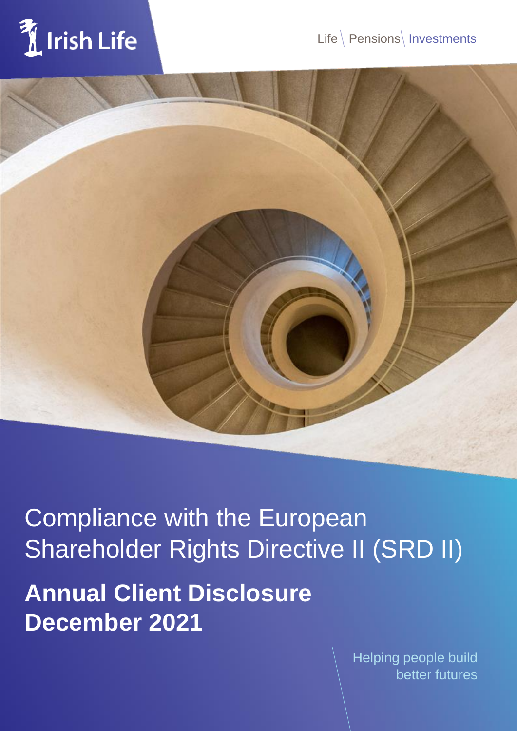Irish Life

Life \ Pensions \ Investments

# Compliance with the European Shareholder Rights Directive II (SRD II)

## Annual Client Disclosure December 2021

Helping people build better futures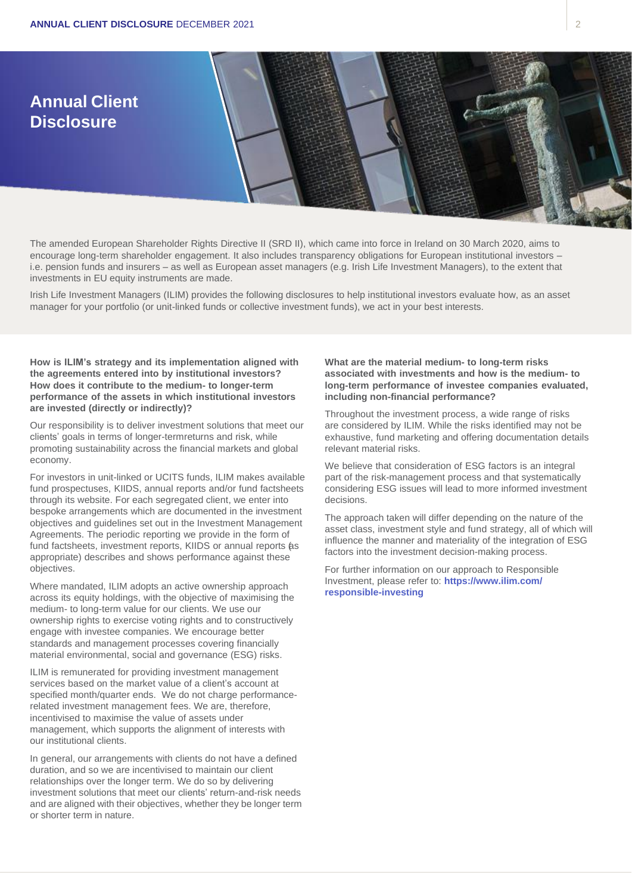# Annual Client Disclosure

The amended European Shareholder Rights Directive II (SRD II), which came into force in Ireland on 30 March 2020, aims to encourage long-term shareholder engagement. It also includes transparency obligations for European institutional investors – i.e. pension funds and insurers – as well as European asset managers (e.g. Irish Life Investment Managers), to the extent that investments in EU equity instruments are made.

Irish Life Investment Managers (ILIM) provides the following disclosures to help institutional investors evaluate how, as an asset manager for your portfolio (or unit-linked funds or collective investment funds), we act in your best interests.

**How is ILIM's strategy and its implementation aligned with the agreements entered into by institutional investors? How does it contribute to the medium- to longer-term performance of the assets in which institutional investors are invested (directly or indirectly)?**

Our responsibility is to deliver investment solutions that meet our clients' goals in terms of longer-termreturns and risk, while promoting sustainability across the financial markets and global economy.

For investors in unit-linked or UCITS funds, ILIM makes available fund prospectuses, KIIDS, annual reports and/or fund factsheets through its website. For each segregated client, we enter into bespoke arrangements which are documented in the investment objectives and guidelines set out in the Investment Management Agreements. The periodic reporting we provide in the form of fund factsheets, investment reports, KIIDS or annual reports (as appropriate) describes and shows performance against these objectives.

Where mandated, ILIM adopts an active ownership approach across its equity holdings, with the objective of maximising the medium- to long-term value for our clients. We use our ownership rights to exercise voting rights and to constructively engage with investee companies. We encourage better standards and management processes covering financially material environmental, social and governance (ESG) risks.

ILIM is remunerated for providing investment management services based on the market value of a client's account at specified month/quarter ends. We do not charge performance-related investment management fees. We are, therefore, incentivised to maximise the value of assets under management, which supports the alignment of interests with our institutional clients.

In general, our arrangements with clients do not have a defined duration, and so we are incentivised to maintain our client relationships over the longer term. We do so by delivering investment solutions that meet our clients' return-and-risk needs and are aligned with their objectives, whether they be longer term or shorter term in nature.

**What are the material medium- to long-term risks associated with investments and how is the medium- to long-term performance of investee companies evaluated, including non-financial performance?**

Throughout the investment process, a wide range of risks are considered by ILIM. While the risks identified may not be exhaustive, fund marketing and offering documentation details relevant material risks.

We believe that consideration of ESG factors is an integral part of the risk-management process and that systematically considering ESG issues will lead to more informed investment decisions.

The approach taken will differ depending on the nature of the asset class, investment style and fund strategy, all of which will influence the manner and materiality of the integration of ESG factors into the investment decision-making process.

For further information on our approach to Responsible Investment, please refer to: **https://www.ilim.com/responsible-investing**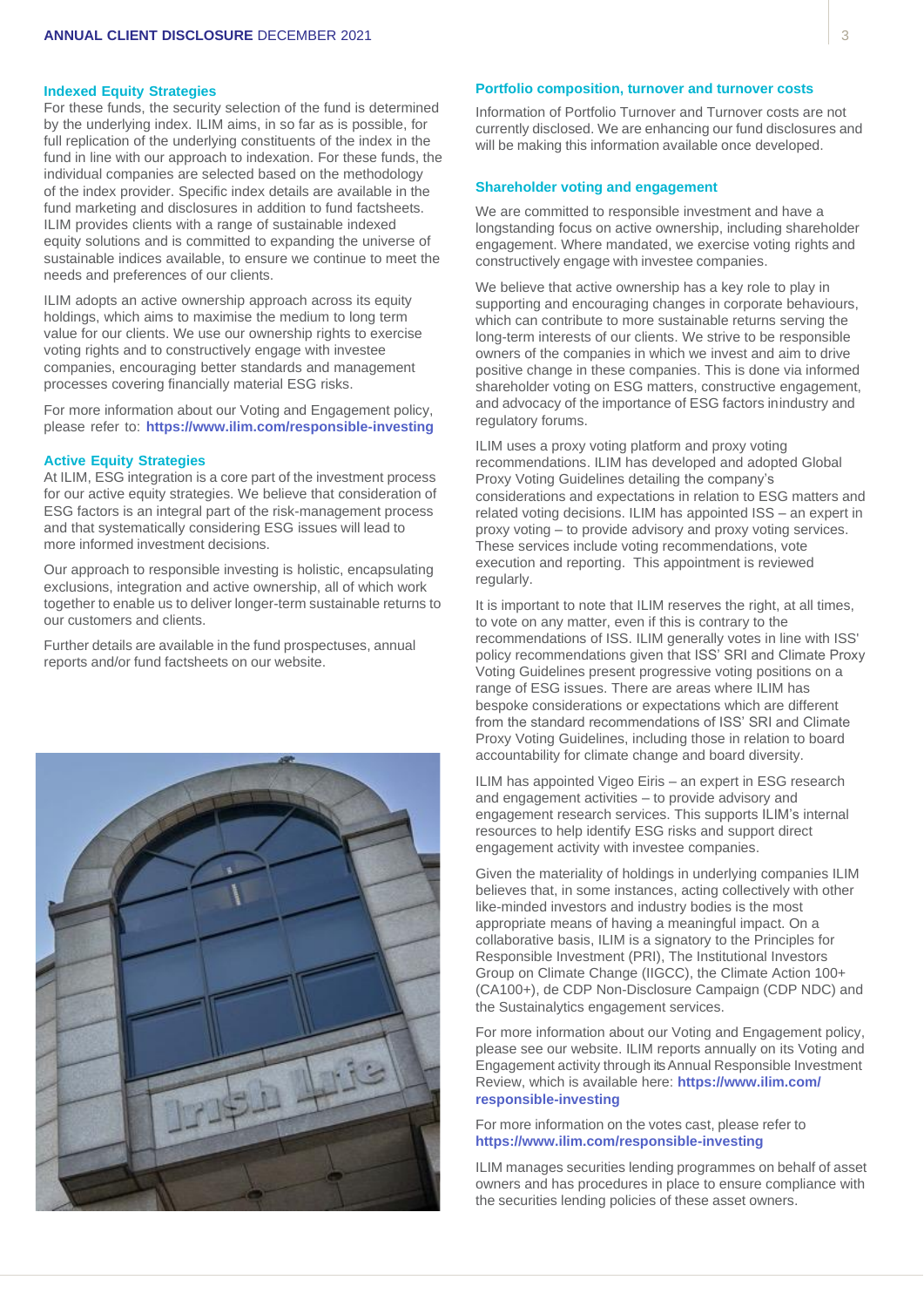### Indexed Equity Strategies

For these funds, the security selection of the fund is determined by the underlying index. ILIM aims, in so far as is possible, for full replication of the underlying constituents of the index in the fund in line with our approach to indexation. For these funds, the individual companies are selected based on the methodology of the index provider. Specific index details are available in the fund marketing and disclosures in addition to fund factsheets. ILIM provides clients with a range of sustainable indexed equity solutions and is committed to expanding the universe of sustainable indices available, to ensure we continue to meet the needs and preferences of our clients.

ILIM adopts an active ownership approach across its equity holdings, which aims to maximise the medium to long term value for our clients. We use our ownership rights to exercise voting rights and to constructively engage with investee companies, encouraging better standards and management processes covering financially material ESG risks.

For more information about our Voting and Engagement policy, please refer to: **https://www.ilim.com/responsible-investing**

### Active Equity Strategies

At ILIM, ESG integration is a core part of the investment process for our active equity strategies. We believe that consideration of ESG factors is an integral part of the risk-management process and that systematically considering ESG issues will lead to more informed investment decisions.

Our approach to responsible investing is holistic, encapsulating exclusions, integration and active ownership, all of which work together to enable us to deliver longer-term sustainable returns to our customers and clients.

Further details are available in the fund prospectuses, annual reports and/or fund factsheets on our website.

### Portfolio composition, turnover and turnover costs

Information of Portfolio Turnover and Turnover costs are not currently disclosed. We are enhancing our fund disclosures and will be making this information available once developed.

### Shareholder voting and engagement

We are committed to responsible investment and have a longstanding focus on active ownership, including shareholder engagement. Where mandated, we exercise voting rights and constructively engage with investee companies.

We believe that active ownership has a key role to play in supporting and encouraging changes in corporate behaviours, which can contribute to more sustainable returns serving the long-term interests of our clients. We strive to be responsible owners of the companies in which we invest and aim to drive positive change in these companies. This is done via informed shareholder voting on ESG matters, constructive engagement, and advocacy of the importance of ESG factors inindustry and regulatory forums.

ILIM uses a proxy voting platform and proxy voting recommendations. ILIM has developed and adopted Global Proxy Voting Guidelines detailing the company's considerations and expectations in relation to ESG matters and related voting decisions. ILIM has appointed ISS – an expert in proxy voting – to provide advisory and proxy voting services. These services include voting recommendations, vote execution and reporting. This appointment is reviewed regularly.

It is important to note that ILIM reserves the right, at all times, to vote on any matter, even if this is contrary to the recommendations of ISS. ILIM generally votes in line with ISS' policy recommendations given that ISS' SRI and Climate Proxy Voting Guidelines present progressive voting positions on a range of ESG issues. There are areas where ILIM has bespoke considerations or expectations which are different from the standard recommendations of ISS' SRI and Climate Proxy Voting Guidelines, including those in relation to board accountability for climate change and board diversity.

ILIM has appointed Vigeo Eiris – an expert in ESG research and engagement activities – to provide advisory and engagement research services. This supports ILIM's internal resources to help identify ESG risks and support direct engagement activity with investee companies.

Given the materiality of holdings in underlying companies ILIM believes that, in some instances, acting collectively with other like-minded investors and industry bodies is the most appropriate means of having a meaningful impact. On a collaborative basis, ILIM is a signatory to the Principles for Responsible Investment (PRI), The Institutional Investors Group on Climate Change (IIGCC), the Climate Action 100+ (CA100+), de CDP Non-Disclosure Campaign (CDP NDC) and the Sustainalytics engagement services.

For more information about our Voting and Engagement policy, please see our website. ILIM reports annually on its Voting and Engagement activity through its Annual Responsible Investment Review, which is available here: **https://www.ilim.com/responsible-investing**

For more information on the votes cast, please refer to **https://www.ilim.com/responsible-investing**

ILIM manages securities lending programmes on behalf of asset owners and has procedures in place to ensure compliance with the securities lending policies of these asset owners.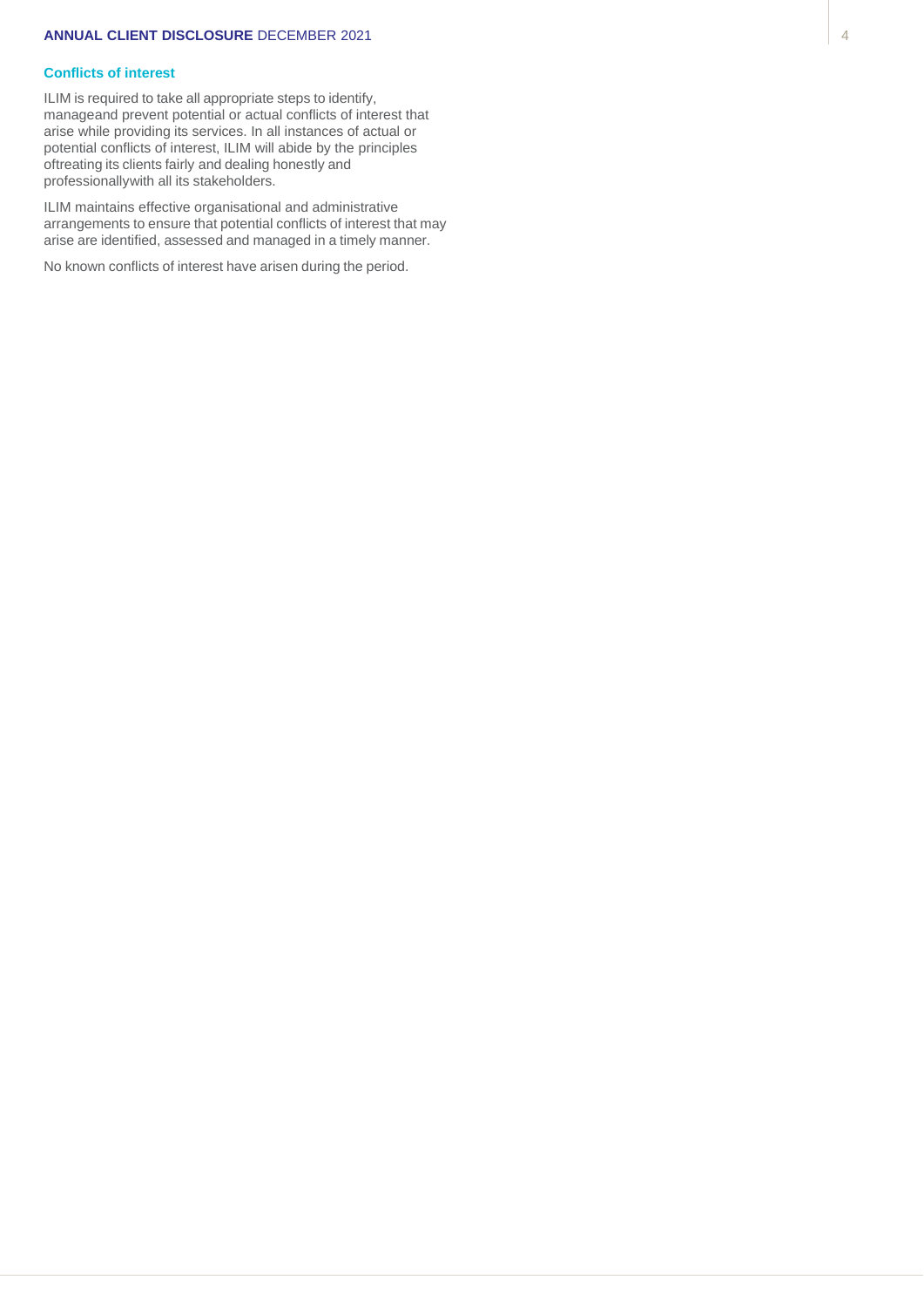## Conflicts of interest

ILIM is required to take all appropriate steps to identify, manageand prevent potential or actual conflicts of interest that arise while providing its services. In all instances of actual or potential conflicts of interest, ILIM will abide by the principles oftreating its clients fairly and dealing honestly and professionallywith all its stakeholders.

ILIM maintains effective organisational and administrative arrangements to ensure that potential conflicts of interest that may arise are identified, assessed and managed in a timely manner.

No known conflicts of interest have arisen during the period.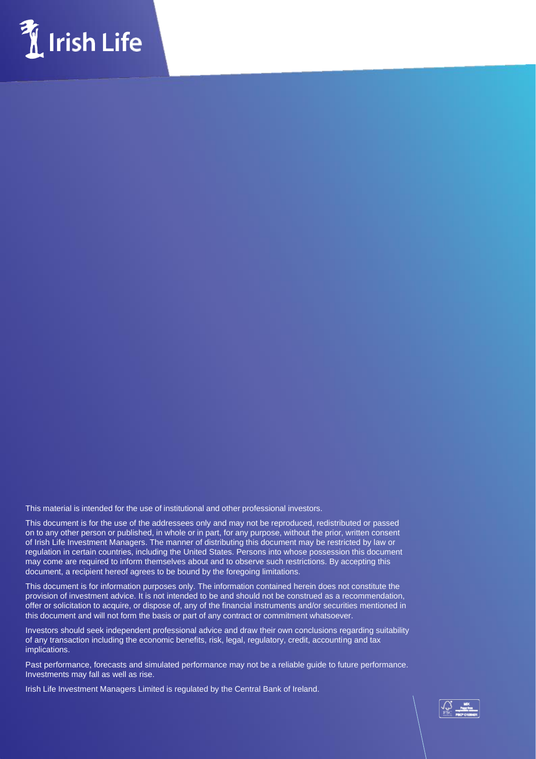Irish Life

This material is intended for the use of institutional and other professional investors.

This document is for the use of the addressees only and may not be reproduced, redistributed or passed on to any other person or published, in whole or in part, for any purpose, without the prior, written consent of Irish Life Investment Managers. The manner of distributing this document may be restricted by law or regulation in certain countries, including the United States. Persons into whose possession this document may come are required to inform themselves about and to observe such restrictions. By accepting this document, a recipient hereof agrees to be bound by the foregoing limitations.

This document is for information purposes only. The information contained herein does not constitute the provision of investment advice. It is not intended to be and should not be construed as a recommendation, offer or solicitation to acquire, or dispose of, any of the financial instruments and/or securities mentioned in this document and will not form the basis or part of any contract or commitment whatsoever.

Investors should seek independent professional advice and draw their own conclusions regarding suitability of any transaction including the economic benefits, risk, legal, regulatory, credit, accounting and tax implications.

Past performance, forecasts and simulated performance may not be a reliable guide to future performance. Investments may fall as well as rise.

Irish Life Investment Managers Limited is regulated by the Central Bank of Ireland.